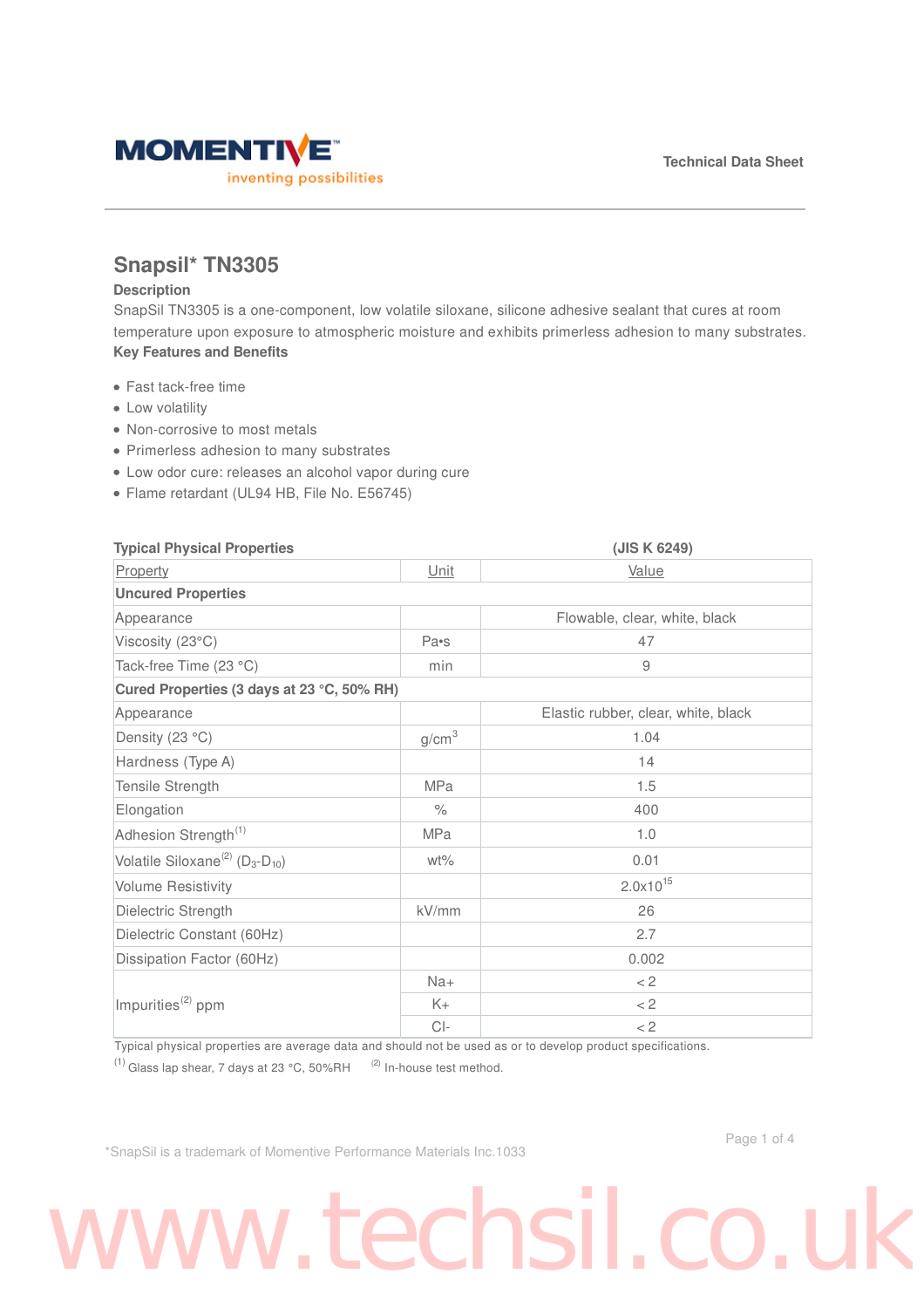Technical Data Sheet

# Snapsil* TN3305

## Description

SnapSil TN3305 is a one-component, low volatile siloxane, silicone adhesive sealant that cures at room temperature upon exposure to atmospheric moisture and exhibits primerless adhesion to many substrates.

## Key Features and Benefits

- Fast tack-free time
- Low volatility
- Non-corrosive to most metals
- Primerless adhesion to many substrates
- Low odor cure: releases an alcohol vapor during cure
- Flame retardant (UL94 HB, File No. E56745)

**Typical Physical Properties** **(JIS K 6249)**

| Property | Unit | Value |
|---|---|---|
| **Uncured Properties** | | |
| Appearance | | Flowable, clear, white, black |
| Viscosity (23°C) | Pa•s | 47 |
| Tack-free Time (23 °C) | min | 9 |
| **Cured Properties (3 days at 23 °C, 50% RH)** | | |
| Appearance | | Elastic rubber, clear, white, black |
| Density (23 °C) | $g/cm^3$ | 1.04 |
| Hardness (Type A) | | 14 |
| Tensile Strength | MPa | 1.5 |
| Elongation | % | 400 |
| Adhesion Strength[1] | MPa | 1.0 |
| Volatile Siloxane[2] ($D_3$-$D_{10}$) | wt% | 0.01 |
| Volume Resistivity | | $2.0 \times 10^{15}$ |
| Dielectric Strength | kV/mm | 26 |
| Dielectric Constant (60Hz) | | 2.7 |
| Dissipation Factor (60Hz) | | 0.002 |
| Impurities[2] ppm | Na+ | < 2 |
| | K+ | < 2 |
| | Cl- | < 2 |

Typical physical properties are average data and should not be used as or to develop product specifications.

[1] Glass lap shear, 7 days at 23 °C, 50%RH [2] In-house test method.

*SnapSil is a trademark of Momentive Performance Materials Inc.1033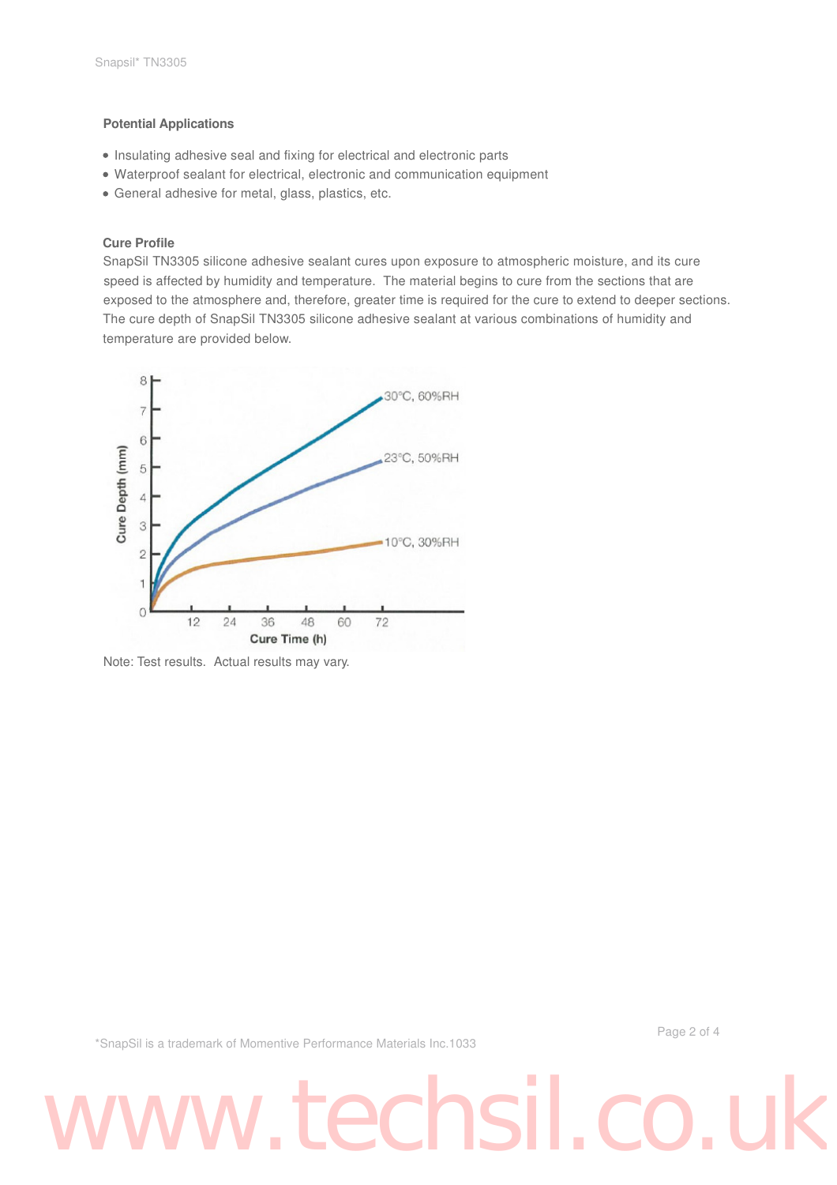### Potential Applications

- Insulating adhesive seal and fixing for electrical and electronic parts
- Waterproof sealant for electrical, electronic and communication equipment
- General adhesive for metal, glass, plastics, etc.

### Cure Profile

SnapSil TN3305 silicone adhesive sealant cures upon exposure to atmospheric moisture, and its cure speed is affected by humidity and temperature. The material begins to cure from the sections that are exposed to the atmosphere and, therefore, greater time is required for the cure to extend to deeper sections. The cure depth of SnapSil TN3305 silicone adhesive sealant at various combinations of humidity and temperature are provided below.

Note: Test results. Actual results may vary.

*SnapSil is a trademark of Momentive Performance Materials Inc.1033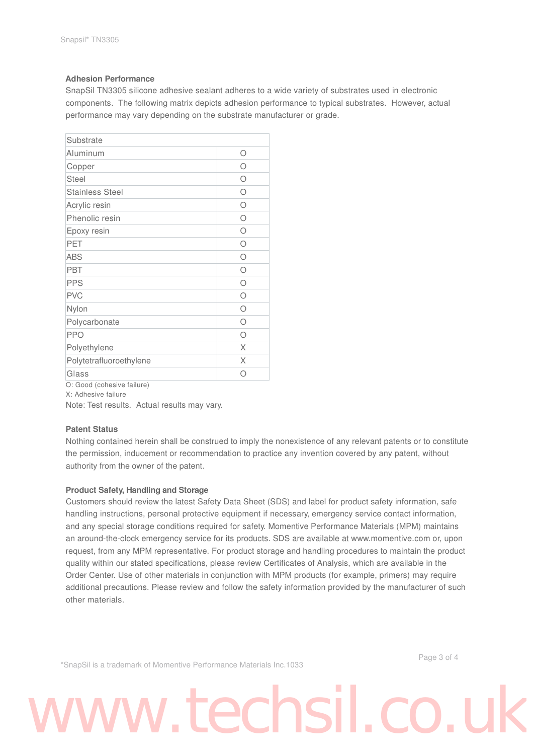## Adhesion Performance

SnapSil TN3305 silicone adhesive sealant adheres to a wide variety of substrates used in electronic components. The following matrix depicts adhesion performance to typical substrates. However, actual performance may vary depending on the substrate manufacturer or grade.

| Substrate | |
|---|---|
| Aluminum | O |
| Copper | O |
| Steel | O |
| Stainless Steel | O |
| Acrylic resin | O |
| Phenolic resin | O |
| Epoxy resin | O |
| PET | O |
| ABS | O |
| PBT | O |
| PPS | O |
| PVC | O |
| Nylon | O |
| Polycarbonate | O |
| PPO | O |
| Polyethylene | X |
| Polytetrafluoroethylene | X |
| Glass | O |

O: Good (cohesive failure)
X: Adhesive failure
Note: Test results. Actual results may vary.

## Patent Status

Nothing contained herein shall be construed to imply the nonexistence of any relevant patents or to constitute the permission, inducement or recommendation to practice any invention covered by any patent, without authority from the owner of the patent.

## Product Safety, Handling and Storage

Customers should review the latest Safety Data Sheet (SDS) and label for product safety information, safe handling instructions, personal protective equipment if necessary, emergency service contact information, and any special storage conditions required for safety. Momentive Performance Materials (MPM) maintains an around-the-clock emergency service for its products. SDS are available at www.momentive.com or, upon request, from any MPM representative. For product storage and handling procedures to maintain the product quality within our stated specifications, please review Certificates of Analysis, which are available in the Order Center. Use of other materials in conjunction with MPM products (for example, primers) may require additional precautions. Please review and follow the safety information provided by the manufacturer of such other materials.

*SnapSil is a trademark of Momentive Performance Materials Inc.1033

www.techsil.co.uk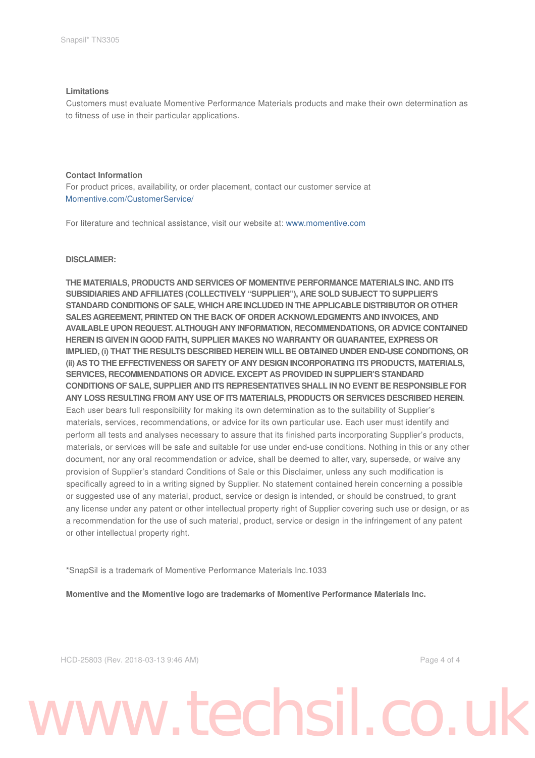### Limitations

Customers must evaluate Momentive Performance Materials products and make their own determination as to fitness of use in their particular applications.

### Contact Information

For product prices, availability, or order placement, contact our customer service at Momentive.com/CustomerService/

For literature and technical assistance, visit our website at: www.momentive.com

**DISCLAIMER:**

**THE MATERIALS, PRODUCTS AND SERVICES OF MOMENTIVE PERFORMANCE MATERIALS INC. AND ITS SUBSIDIARIES AND AFFILIATES (COLLECTIVELY "SUPPLIER"), ARE SOLD SUBJECT TO SUPPLIER'S STANDARD CONDITIONS OF SALE, WHICH ARE INCLUDED IN THE APPLICABLE DISTRIBUTOR OR OTHER SALES AGREEMENT, PRINTED ON THE BACK OF ORDER ACKNOWLEDGMENTS AND INVOICES, AND AVAILABLE UPON REQUEST. ALTHOUGH ANY INFORMATION, RECOMMENDATIONS, OR ADVICE CONTAINED HEREIN IS GIVEN IN GOOD FAITH, SUPPLIER MAKES NO WARRANTY OR GUARANTEE, EXPRESS OR IMPLIED, (i) THAT THE RESULTS DESCRIBED HEREIN WILL BE OBTAINED UNDER END-USE CONDITIONS, OR (ii) AS TO THE EFFECTIVENESS OR SAFETY OF ANY DESIGN INCORPORATING ITS PRODUCTS, MATERIALS, SERVICES, RECOMMENDATIONS OR ADVICE. EXCEPT AS PROVIDED IN SUPPLIER'S STANDARD CONDITIONS OF SALE, SUPPLIER AND ITS REPRESENTATIVES SHALL IN NO EVENT BE RESPONSIBLE FOR ANY LOSS RESULTING FROM ANY USE OF ITS MATERIALS, PRODUCTS OR SERVICES DESCRIBED HEREIN**. Each user bears full responsibility for making its own determination as to the suitability of Supplier's materials, services, recommendations, or advice for its own particular use. Each user must identify and perform all tests and analyses necessary to assure that its finished parts incorporating Supplier's products, materials, or services will be safe and suitable for use under end-use conditions. Nothing in this or any other document, nor any oral recommendation or advice, shall be deemed to alter, vary, supersede, or waive any provision of Supplier's standard Conditions of Sale or this Disclaimer, unless any such modification is specifically agreed to in a writing signed by Supplier. No statement contained herein concerning a possible or suggested use of any material, product, service or design is intended, or should be construed, to grant any license under any patent or other intellectual property right of Supplier covering such use or design, or as a recommendation for the use of such material, product, service or design in the infringement of any patent or other intellectual property right.

*SnapSil is a trademark of Momentive Performance Materials Inc.1033

**Momentive and the Momentive logo are trademarks of Momentive Performance Materials Inc.**

HCD-25803 (Rev. 2018-03-13 9:46 AM)

www.techsil.co.uk